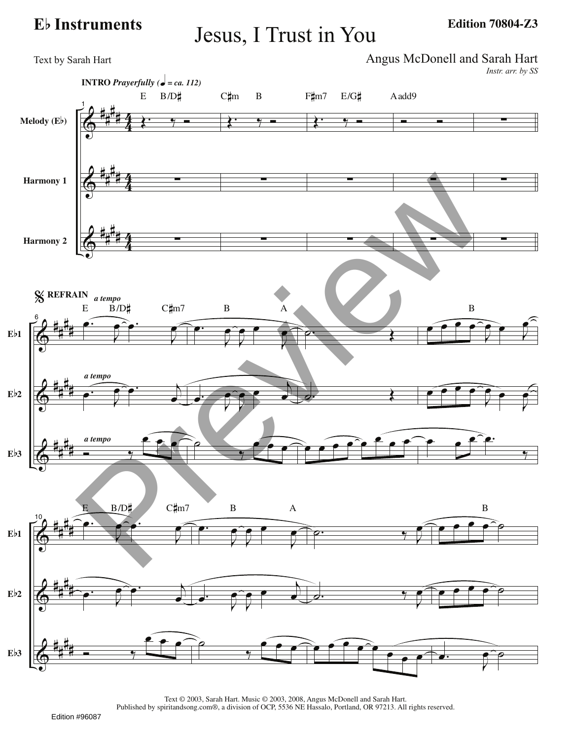**E♭ Instruments**

**Edition 70804-Z3**

# Jesus, I Trust in You

Text by Sarah Hart

Angus McDonell and Sarah Hart

*Instr. arr. by SS*

**INTRO** *Prayerfully* (♩ = ca. 112)

Melody (E♭)

Harmony 1

Harmony 2

𝄋 **REFRAIN** *a tempo*

E♭1

E♭2

E♭3

Text © 2003, Sarah Hart. Music © 2003, 2008, Angus McDonell and Sarah Hart.
Published by spiritandsong.com®, a division of OCP, 5536 NE Hassalo, Portland, OR 97213. All rights reserved.

Edition #96087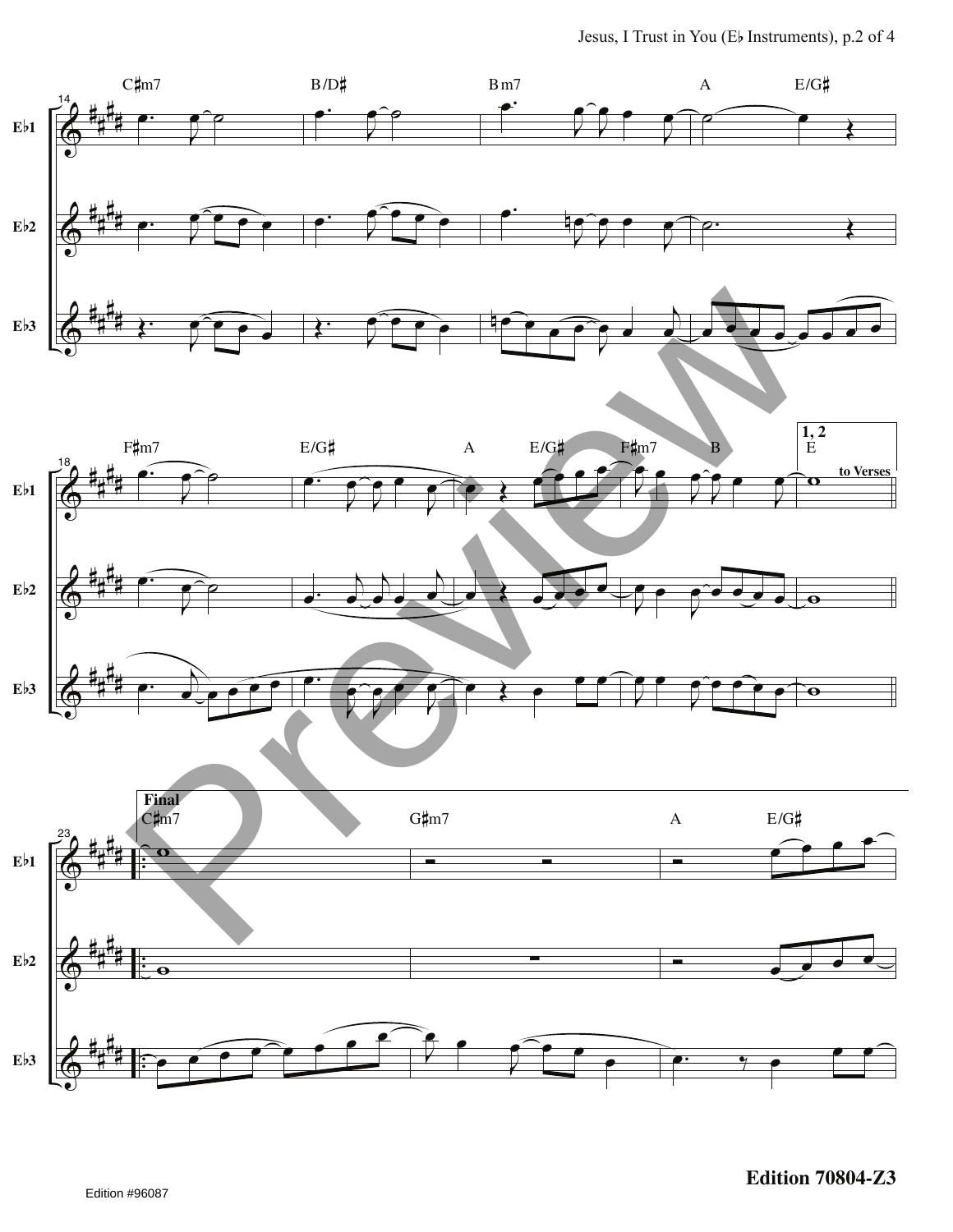Eb1

Eb2

Eb3

C♯m7 B/D♯ Bm7 A E/G♯

F♯m7 E/G♯ A E/G♯ F♯m7 B

1, 2

E

to Verses

Final

C♯m7 G♯m7 A E/G♯

Edition 70804-Z3

Edition #96087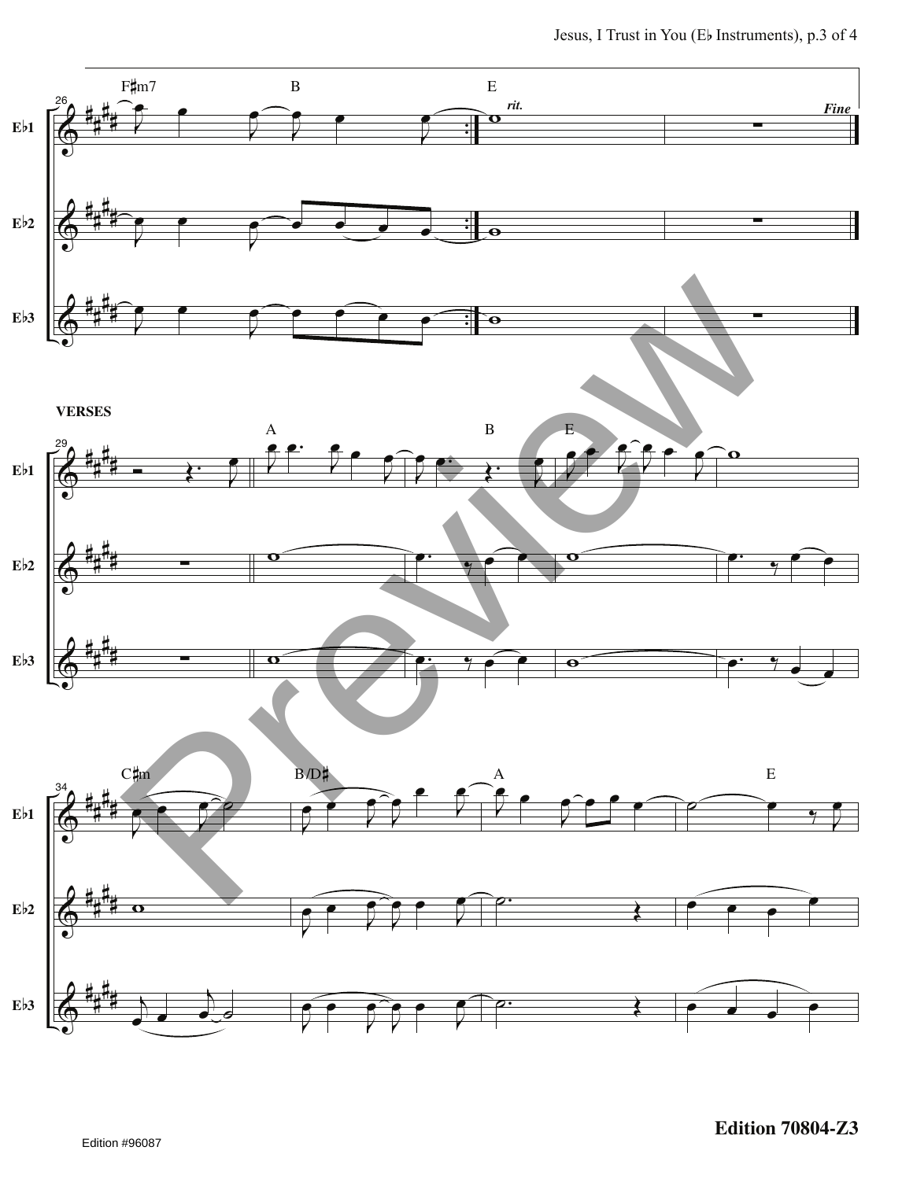F♯m7 B E

*rit.*

*Fine*

Eb1

Eb2

Eb3

**VERSES**

A B E

C♯m B/D♯ A E

**Edition 70804-Z3**

Edition #96087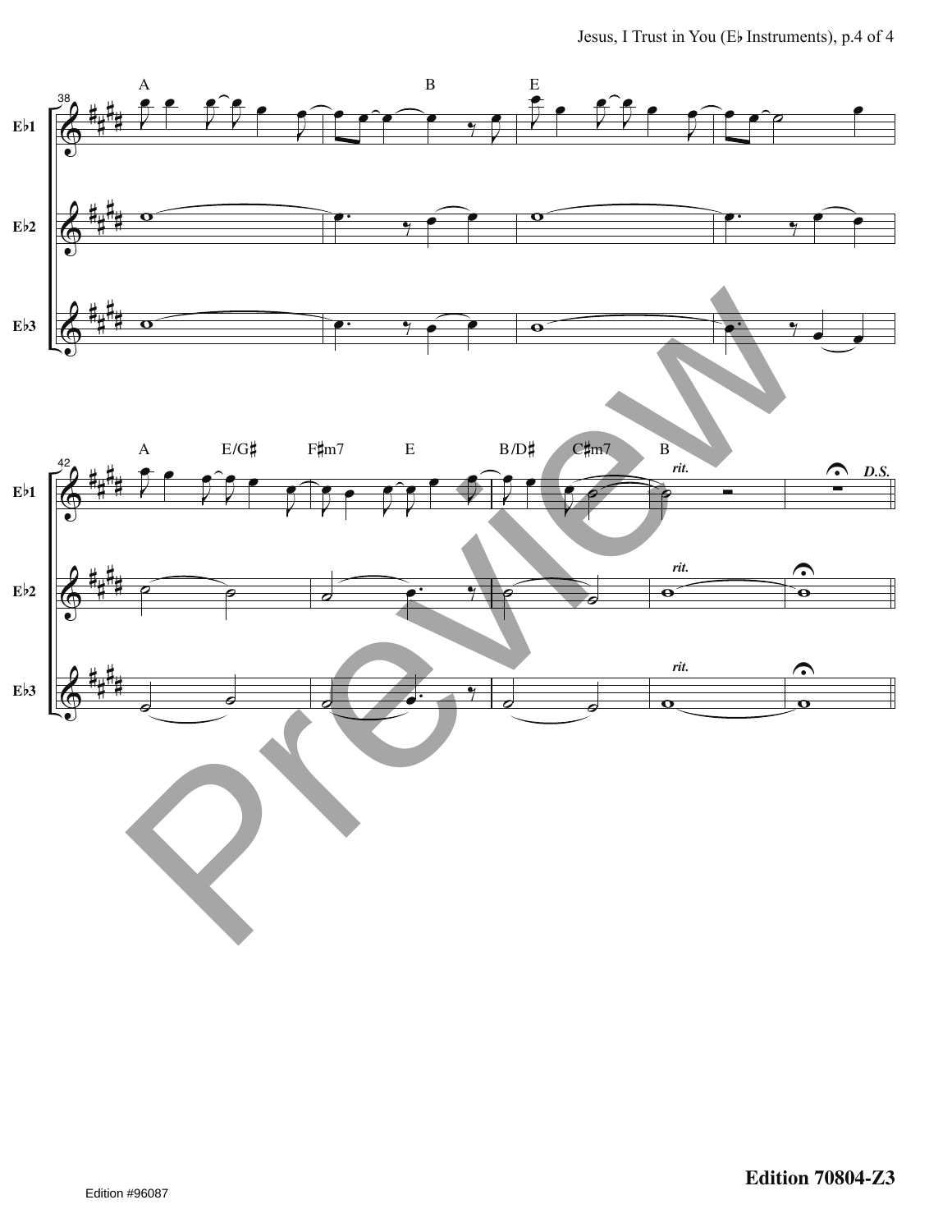Edition #96087

**Edition 70804-Z3**